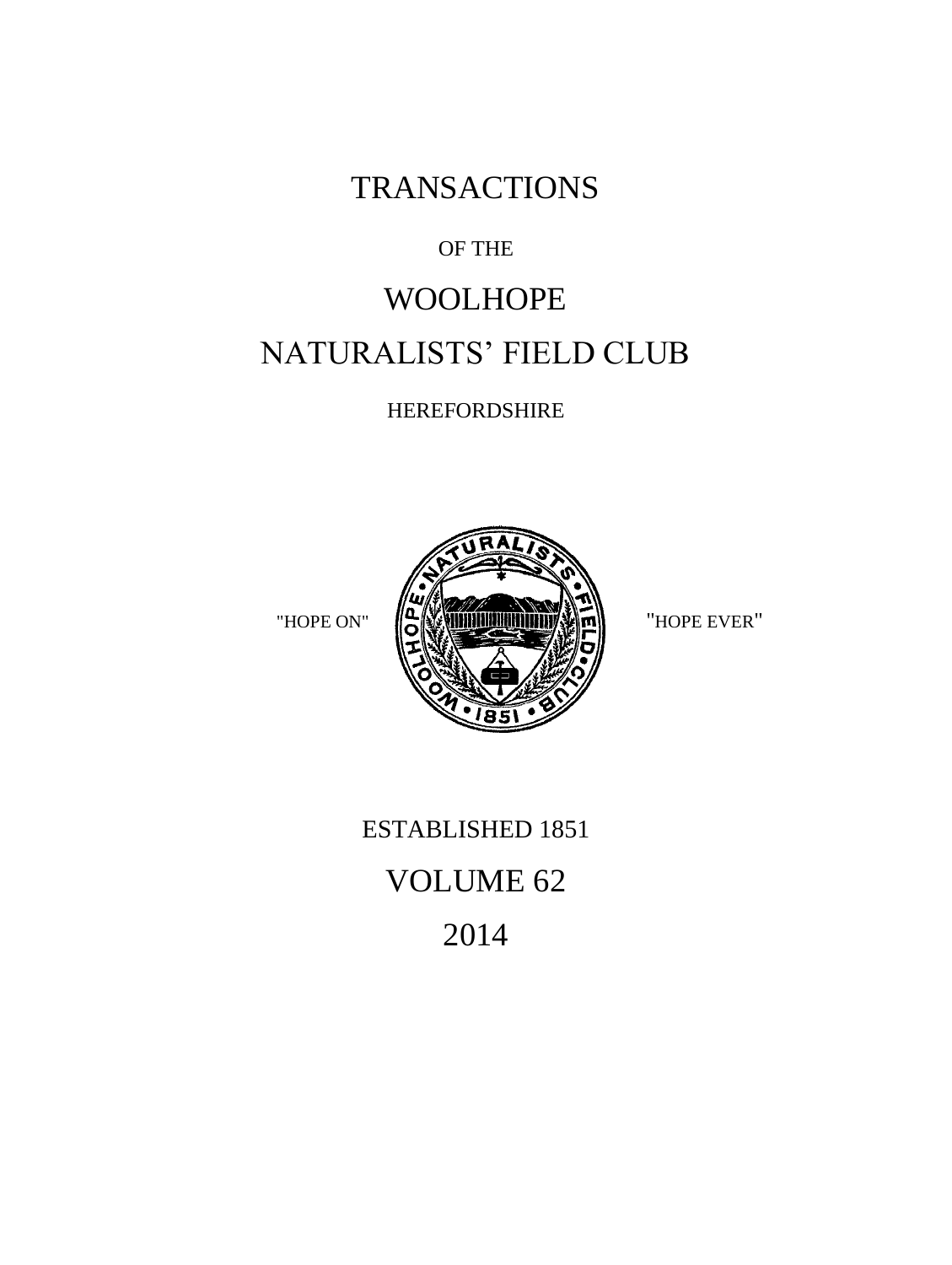# TRANSACTIONS

OF THE

# WOOLHOPE

# NATURALISTS' FIELD CLUB

HEREFORDSHIRE

"HOPE ON" "HOPE EVER"

ESTABLISHED 1851

## VOLUME 62

## 2014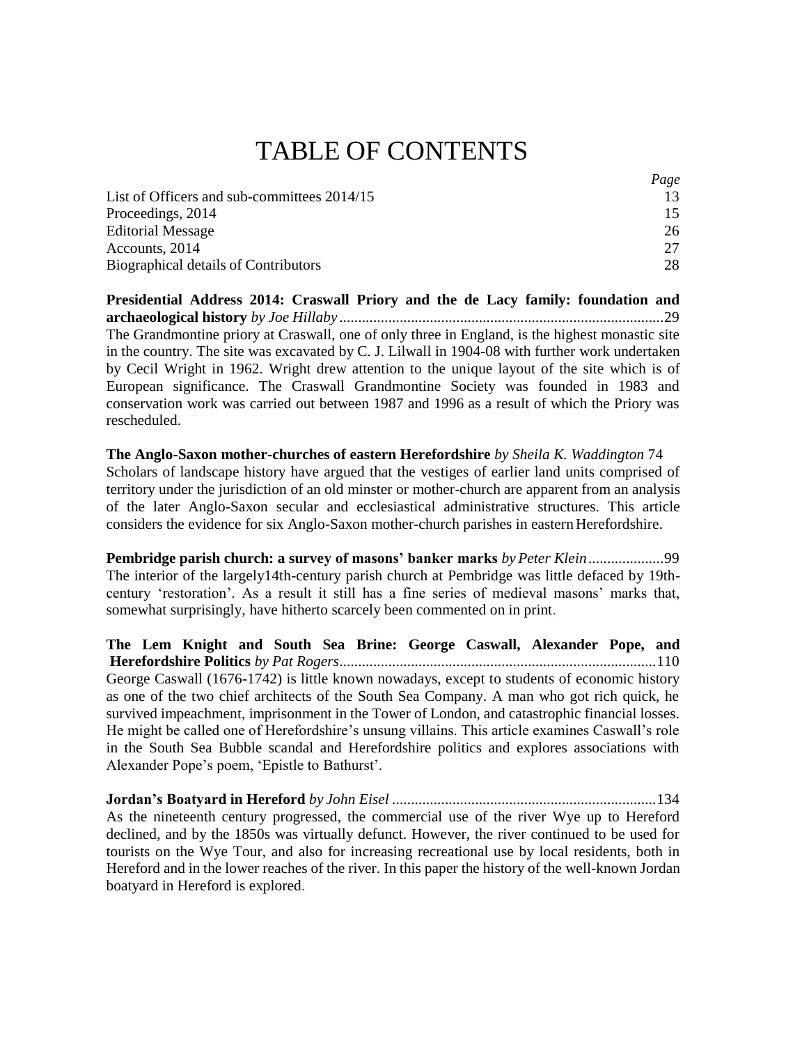# TABLE OF CONTENTS

| | *Page* |
|---|---|
| List of Officers and sub-committees 2014/15 | 13 |
| Proceedings, 2014 | 15 |
| Editorial Message | 26 |
| Accounts, 2014 | 27 |
| Biographical details of Contributors | 28 |

**Presidential Address 2014: Craswall Priory and the de Lacy family: foundation and archaeological history** *by Joe Hillaby*......................................................................................29
The Grandmontine priory at Craswall, one of only three in England, is the highest monastic site in the country. The site was excavated by C. J. Lilwall in 1904-08 with further work undertaken by Cecil Wright in 1962. Wright drew attention to the unique layout of the site which is of European significance. The Craswall Grandmontine Society was founded in 1983 and conservation work was carried out between 1987 and 1996 as a result of which the Priory was rescheduled.

**The Anglo-Saxon mother-churches of eastern Herefordshire** *by Sheila K. Waddington* 74
Scholars of landscape history have argued that the vestiges of earlier land units comprised of territory under the jurisdiction of an old minster or mother-church are apparent from an analysis of the later Anglo-Saxon secular and ecclesiastical administrative structures. This article considers the evidence for six Anglo-Saxon mother-church parishes in eastern Herefordshire.

**Pembridge parish church: a survey of masons' banker marks** *by Peter Klein*....................99
The interior of the largely14th-century parish church at Pembridge was little defaced by 19th-century 'restoration'. As a result it still has a fine series of medieval masons' marks that, somewhat surprisingly, have hitherto scarcely been commented on in print.

**The Lem Knight and South Sea Brine: George Caswall, Alexander Pope, and Herefordshire Politics** *by Pat Rogers*...................................................................................110
George Caswall (1676-1742) is little known nowadays, except to students of economic history as one of the two chief architects of the South Sea Company. A man who got rich quick, he survived impeachment, imprisonment in the Tower of London, and catastrophic financial losses. He might be called one of Herefordshire's unsung villains. This article examines Caswall's role in the South Sea Bubble scandal and Herefordshire politics and explores associations with Alexander Pope's poem, 'Epistle to Bathurst'.

**Jordan's Boatyard in Hereford** *by John Eisel* ......................................................................134
As the nineteenth century progressed, the commercial use of the river Wye up to Hereford declined, and by the 1850s was virtually defunct. However, the river continued to be used for tourists on the Wye Tour, and also for increasing recreational use by local residents, both in Hereford and in the lower reaches of the river. In this paper the history of the well-known Jordan boatyard in Hereford is explored.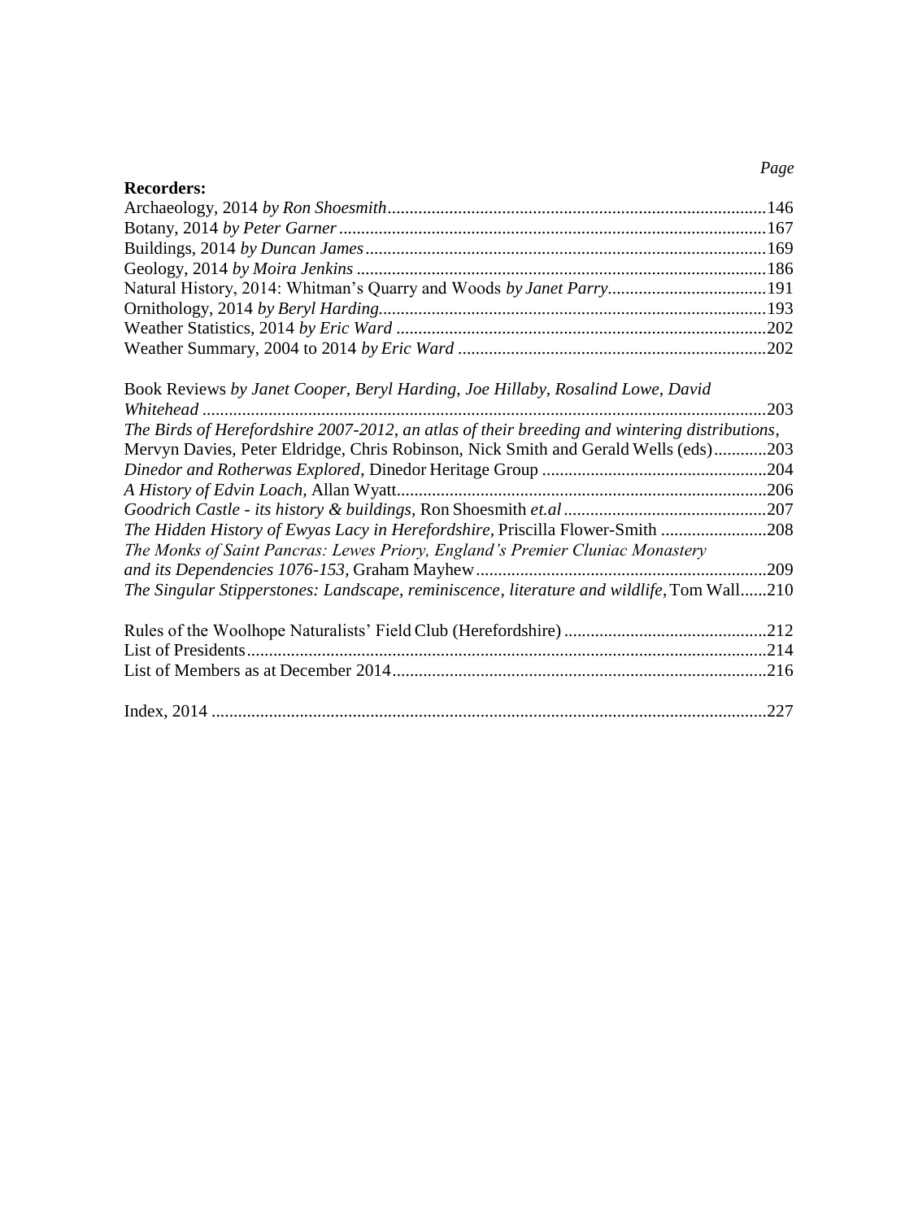*Page*

**Recorders:**

Archaeology, 2014 *by Ron Shoesmith* ...146
Botany, 2014 *by Peter Garner* ...167
Buildings, 2014 *by Duncan James* ...169
Geology, 2014 *by Moira Jenkins* ...186
Natural History, 2014: Whitman's Quarry and Woods *by Janet Parry* ...191
Ornithology, 2014 *by Beryl Harding* ...193
Weather Statistics, 2014 *by Eric Ward* ...202
Weather Summary, 2004 to 2014 *by Eric Ward* ...202

Book Reviews *by Janet Cooper, Beryl Harding, Joe Hillaby, Rosalind Lowe, David Whitehead* ...203
*The Birds of Herefordshire 2007-2012, an atlas of their breeding and wintering distributions*, Mervyn Davies, Peter Eldridge, Chris Robinson, Nick Smith and Gerald Wells (eds) ...203
*Dinedor and Rotherwas Explored*, Dinedor Heritage Group ...204
*A History of Edvin Loach*, Allan Wyatt ...206
*Goodrich Castle - its history & buildings*, Ron Shoesmith *et.al* ...207
*The Hidden History of Ewyas Lacy in Herefordshire*, Priscilla Flower-Smith ...208
*The Monks of Saint Pancras: Lewes Priory, England's Premier Cluniac Monastery and its Dependencies 1076-153*, Graham Mayhew ...209
*The Singular Stipperstones: Landscape, reminiscence, literature and wildlife*, Tom Wall ...210

Rules of the Woolhope Naturalists' Field Club (Herefordshire) ...212
List of Presidents ...214
List of Members as at December 2014 ...216

Index, 2014 ...227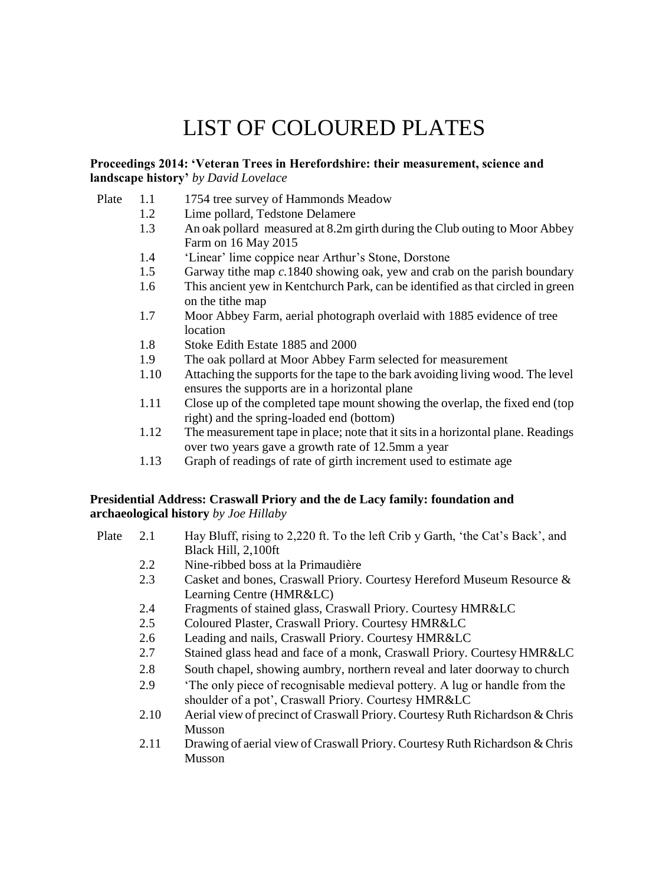# LIST OF COLOURED PLATES

**Proceedings 2014: 'Veteran Trees in Herefordshire: their measurement, science and landscape history'** *by David Lovelace*

| | | |
|---|---|---|
| Plate | 1.1 | 1754 tree survey of Hammonds Meadow |
| | 1.2 | Lime pollard, Tedstone Delamere |
| | 1.3 | An oak pollard measured at 8.2m girth during the Club outing to Moor Abbey Farm on 16 May 2015 |
| | 1.4 | 'Linear' lime coppice near Arthur's Stone, Dorstone |
| | 1.5 | Garway tithe map *c.*1840 showing oak, yew and crab on the parish boundary |
| | 1.6 | This ancient yew in Kentchurch Park, can be identified as that circled in green on the tithe map |
| | 1.7 | Moor Abbey Farm, aerial photograph overlaid with 1885 evidence of tree location |
| | 1.8 | Stoke Edith Estate 1885 and 2000 |
| | 1.9 | The oak pollard at Moor Abbey Farm selected for measurement |
| | 1.10 | Attaching the supports for the tape to the bark avoiding living wood. The level ensures the supports are in a horizontal plane |
| | 1.11 | Close up of the completed tape mount showing the overlap, the fixed end (top right) and the spring-loaded end (bottom) |
| | 1.12 | The measurement tape in place; note that it sits in a horizontal plane. Readings over two years gave a growth rate of 12.5mm a year |
| | 1.13 | Graph of readings of rate of girth increment used to estimate age |

**Presidential Address: Craswall Priory and the de Lacy family: foundation and archaeological history** *by Joe Hillaby*

| | | |
|---|---|---|
| Plate | 2.1 | Hay Bluff, rising to 2,220 ft. To the left Crib y Garth, 'the Cat's Back', and Black Hill, 2,100ft |
| | 2.2 | Nine-ribbed boss at la Primaudière |
| | 2.3 | Casket and bones, Craswall Priory. Courtesy Hereford Museum Resource & Learning Centre (HMR&LC) |
| | 2.4 | Fragments of stained glass, Craswall Priory. Courtesy HMR&LC |
| | 2.5 | Coloured Plaster, Craswall Priory. Courtesy HMR&LC |
| | 2.6 | Leading and nails, Craswall Priory. Courtesy HMR&LC |
| | 2.7 | Stained glass head and face of a monk, Craswall Priory. Courtesy HMR&LC |
| | 2.8 | South chapel, showing aumbry, northern reveal and later doorway to church |
| | 2.9 | 'The only piece of recognisable medieval pottery. A lug or handle from the shoulder of a pot', Craswall Priory. Courtesy HMR&LC |
| | 2.10 | Aerial view of precinct of Craswall Priory. Courtesy Ruth Richardson & Chris Musson |
| | 2.11 | Drawing of aerial view of Craswall Priory. Courtesy Ruth Richardson & Chris Musson |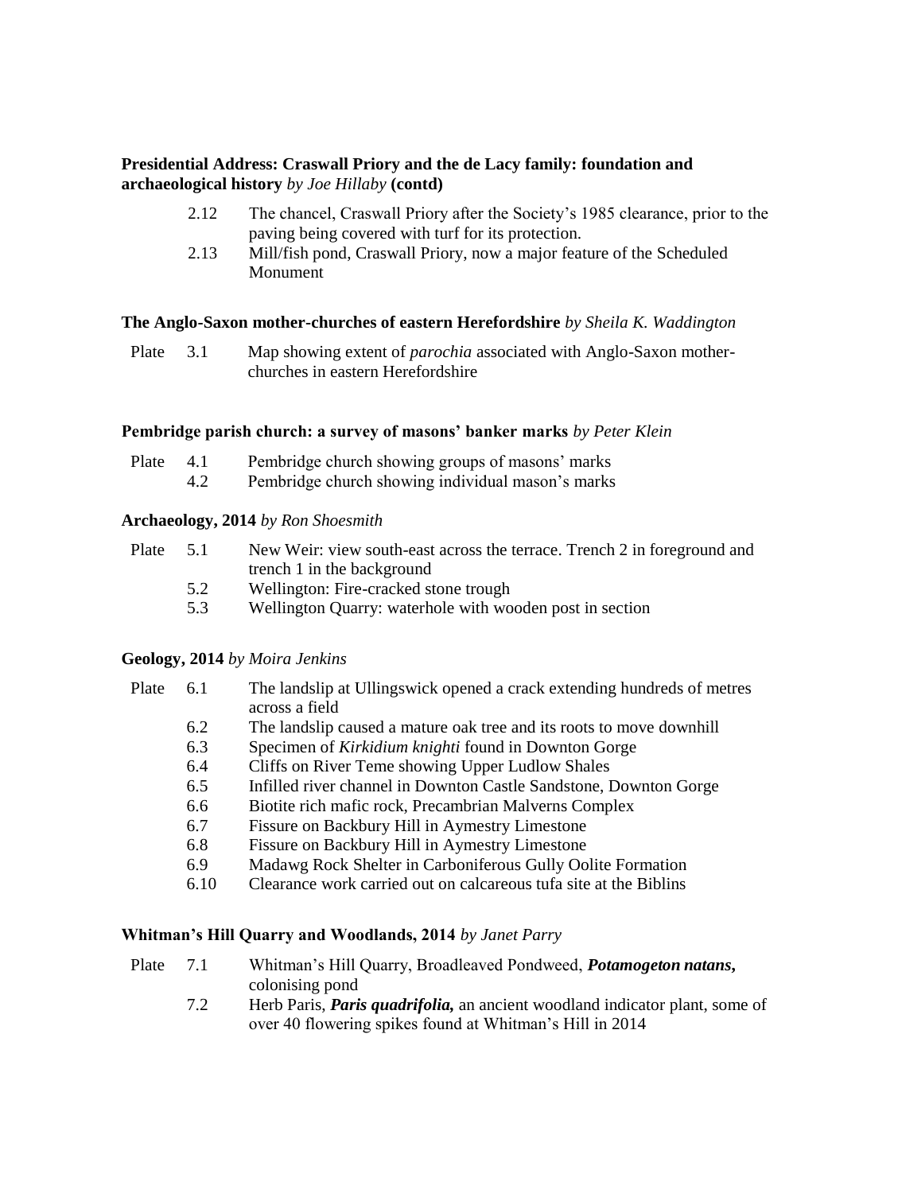**Presidential Address: Craswall Priory and the de Lacy family: foundation and archaeological history** *by Joe Hillaby* **(contd)**

- 2.12 The chancel, Craswall Priory after the Society's 1985 clearance, prior to the paving being covered with turf for its protection.
- 2.13 Mill/fish pond, Craswall Priory, now a major feature of the Scheduled Monument

**The Anglo-Saxon mother-churches of eastern Herefordshire** *by Sheila K. Waddington*

Plate 3.1 Map showing extent of *parochia* associated with Anglo-Saxon mother-churches in eastern Herefordshire

**Pembridge parish church: a survey of masons' banker marks** *by Peter Klein*

Plate 4.1 Pembridge church showing groups of masons' marks
4.2 Pembridge church showing individual mason's marks

**Archaeology, 2014** *by Ron Shoesmith*

Plate 5.1 New Weir: view south-east across the terrace. Trench 2 in foreground and trench 1 in the background
5.2 Wellington: Fire-cracked stone trough
5.3 Wellington Quarry: waterhole with wooden post in section

**Geology, 2014** *by Moira Jenkins*

Plate 6.1 The landslip at Ullingswick opened a crack extending hundreds of metres across a field
6.2 The landslip caused a mature oak tree and its roots to move downhill
6.3 Specimen of *Kirkidium knighti* found in Downton Gorge
6.4 Cliffs on River Teme showing Upper Ludlow Shales
6.5 Infilled river channel in Downton Castle Sandstone, Downton Gorge
6.6 Biotite rich mafic rock, Precambrian Malverns Complex
6.7 Fissure on Backbury Hill in Aymestry Limestone
6.8 Fissure on Backbury Hill in Aymestry Limestone
6.9 Madawg Rock Shelter in Carboniferous Gully Oolite Formation
6.10 Clearance work carried out on calcareous tufa site at the Biblins

**Whitman's Hill Quarry and Woodlands, 2014** *by Janet Parry*

Plate 7.1 Whitman's Hill Quarry, Broadleaved Pondweed, ***Potamogeton natans,*** colonising pond
7.2 Herb Paris, ***Paris quadrifolia,*** an ancient woodland indicator plant, some of over 40 flowering spikes found at Whitman's Hill in 2014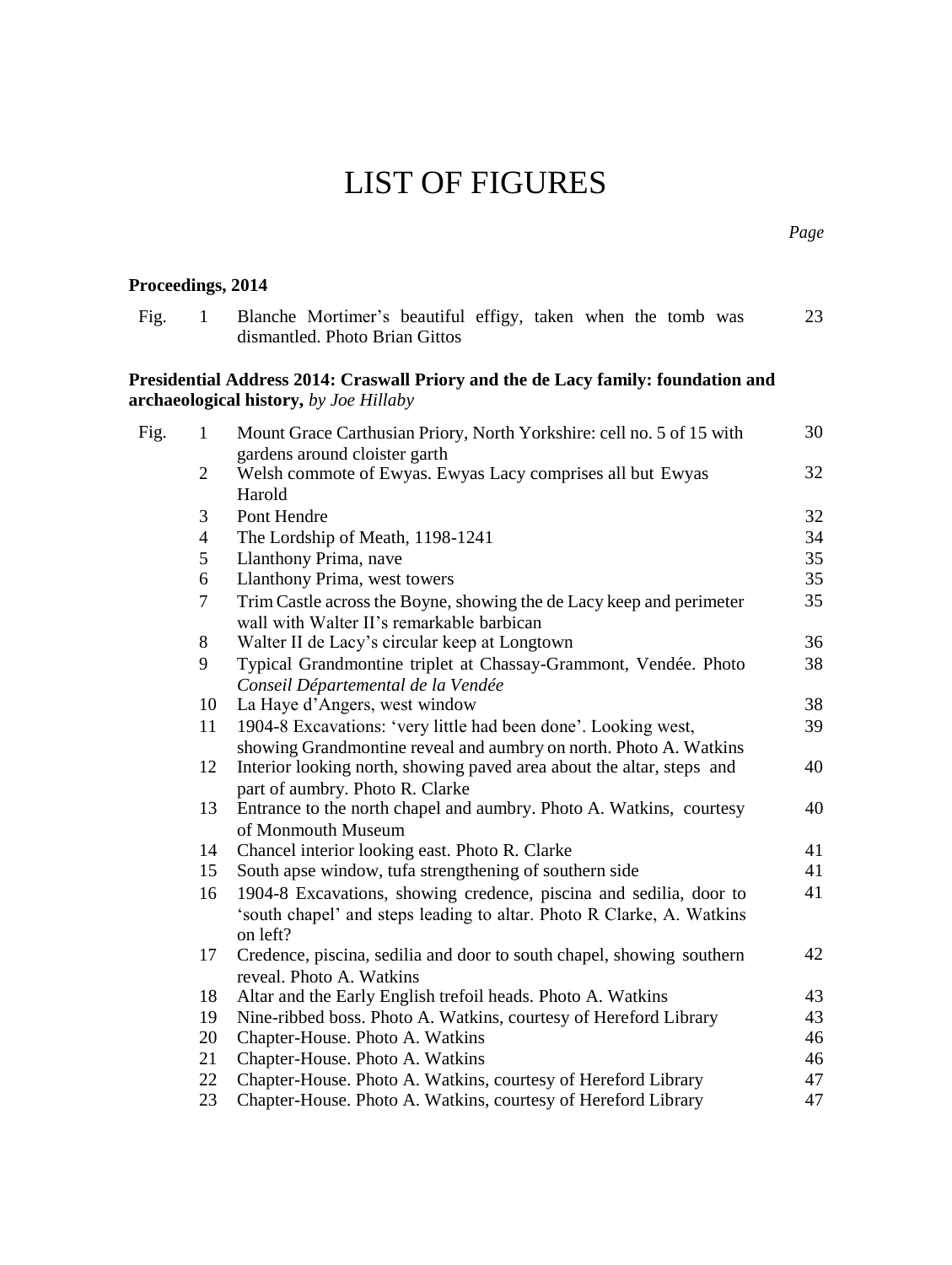# LIST OF FIGURES

*Page*

**Proceedings, 2014**

| | | | |
|---|---|---|---|
| Fig. | 1 | Blanche Mortimer's beautiful effigy, taken when the tomb was dismantled. Photo Brian Gittos | 23 |

**Presidential Address 2014: Craswall Priory and the de Lacy family: foundation and archaeological history,** *by Joe Hillaby*

| | | | |
|---|---|---|---|
| Fig. | 1 | Mount Grace Carthusian Priory, North Yorkshire: cell no. 5 of 15 with gardens around cloister garth | 30 |
| | 2 | Welsh commote of Ewyas. Ewyas Lacy comprises all but Ewyas Harold | 32 |
| | 3 | Pont Hendre | 32 |
| | 4 | The Lordship of Meath, 1198-1241 | 34 |
| | 5 | Llanthony Prima, nave | 35 |
| | 6 | Llanthony Prima, west towers | 35 |
| | 7 | Trim Castle across the Boyne, showing the de Lacy keep and perimeter wall with Walter II's remarkable barbican | 35 |
| | 8 | Walter II de Lacy's circular keep at Longtown | 36 |
| | 9 | Typical Grandmontine triplet at Chassay-Grammont, Vendée. Photo *Conseil Départemental de la Vendée* | 38 |
| | 10 | La Haye d'Angers, west window | 38 |
| | 11 | 1904-8 Excavations: 'very little had been done'. Looking west, showing Grandmontine reveal and aumbry on north. Photo A. Watkins | 39 |
| | 12 | Interior looking north, showing paved area about the altar, steps and part of aumbry. Photo R. Clarke | 40 |
| | 13 | Entrance to the north chapel and aumbry. Photo A. Watkins, courtesy of Monmouth Museum | 40 |
| | 14 | Chancel interior looking east. Photo R. Clarke | 41 |
| | 15 | South apse window, tufa strengthening of southern side | 41 |
| | 16 | 1904-8 Excavations, showing credence, piscina and sedilia, door to 'south chapel' and steps leading to altar. Photo R Clarke, A. Watkins on left? | 41 |
| | 17 | Credence, piscina, sedilia and door to south chapel, showing southern reveal. Photo A. Watkins | 42 |
| | 18 | Altar and the Early English trefoil heads. Photo A. Watkins | 43 |
| | 19 | Nine-ribbed boss. Photo A. Watkins, courtesy of Hereford Library | 43 |
| | 20 | Chapter-House. Photo A. Watkins | 46 |
| | 21 | Chapter-House. Photo A. Watkins | 46 |
| | 22 | Chapter-House. Photo A. Watkins, courtesy of Hereford Library | 47 |
| | 23 | Chapter-House. Photo A. Watkins, courtesy of Hereford Library | 47 |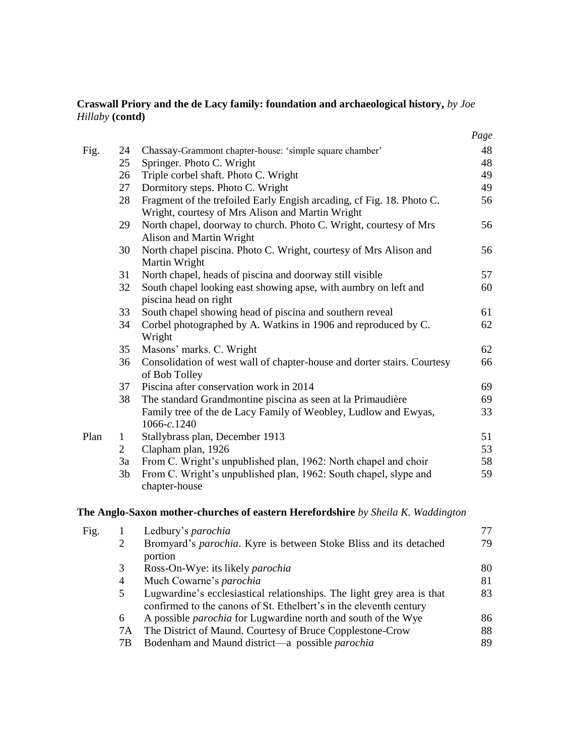**Craswall Priory and the de Lacy family: foundation and archaeological history,** *by Joe Hillaby* **(contd)**

| | | | *Page* |
|---|---|---|---|
| Fig. | 24 | Chassay-Grammont chapter-house: 'simple square chamber' | 48 |
| | 25 | Springer. Photo C. Wright | 48 |
| | 26 | Triple corbel shaft. Photo C. Wright | 49 |
| | 27 | Dormitory steps. Photo C. Wright | 49 |
| | 28 | Fragment of the trefoiled Early Engish arcading, cf Fig. 18. Photo C. Wright, courtesy of Mrs Alison and Martin Wright | 56 |
| | 29 | North chapel, doorway to church. Photo C. Wright, courtesy of Mrs Alison and Martin Wright | 56 |
| | 30 | North chapel piscina. Photo C. Wright, courtesy of Mrs Alison and Martin Wright | 56 |
| | 31 | North chapel, heads of piscina and doorway still visible | 57 |
| | 32 | South chapel looking east showing apse, with aumbry on left and piscina head on right | 60 |
| | 33 | South chapel showing head of piscina and southern reveal | 61 |
| | 34 | Corbel photographed by A. Watkins in 1906 and reproduced by C. Wright | 62 |
| | 35 | Masons' marks. C. Wright | 62 |
| | 36 | Consolidation of west wall of chapter-house and dorter stairs. Courtesy of Bob Tolley | 66 |
| | 37 | Piscina after conservation work in 2014 | 69 |
| | 38 | The standard Grandmontine piscina as seen at la Primaudière | 69 |
| | | Family tree of the de Lacy Family of Weobley, Ludlow and Ewyas, 1066-*c.*1240 | 33 |
| Plan | 1 | Stallybrass plan, December 1913 | 51 |
| | 2 | Clapham plan, 1926 | 53 |
| | 3a | From C. Wright's unpublished plan, 1962: North chapel and choir | 58 |
| | 3b | From C. Wright's unpublished plan, 1962: South chapel, slype and chapter-house | 59 |

**The Anglo-Saxon mother-churches of eastern Herefordshire** *by Sheila K. Waddington*

| | | | |
|---|---|---|---|
| Fig. | 1 | Ledbury's *parochia* | 77 |
| | 2 | Bromyard's *parochia*. Kyre is between Stoke Bliss and its detached portion | 79 |
| | 3 | Ross-On-Wye: its likely *parochia* | 80 |
| | 4 | Much Cowarne's *parochia* | 81 |
| | 5 | Lugwardine's ecclesiastical relationships. The light grey area is that confirmed to the canons of St. Ethelbert's in the eleventh century | 83 |
| | 6 | A possible *parochia* for Lugwardine north and south of the Wye | 86 |
| | 7A | The District of Maund. Courtesy of Bruce Copplestone-Crow | 88 |
| | 7B | Bodenham and Maund district—a possible *parochia* | 89 |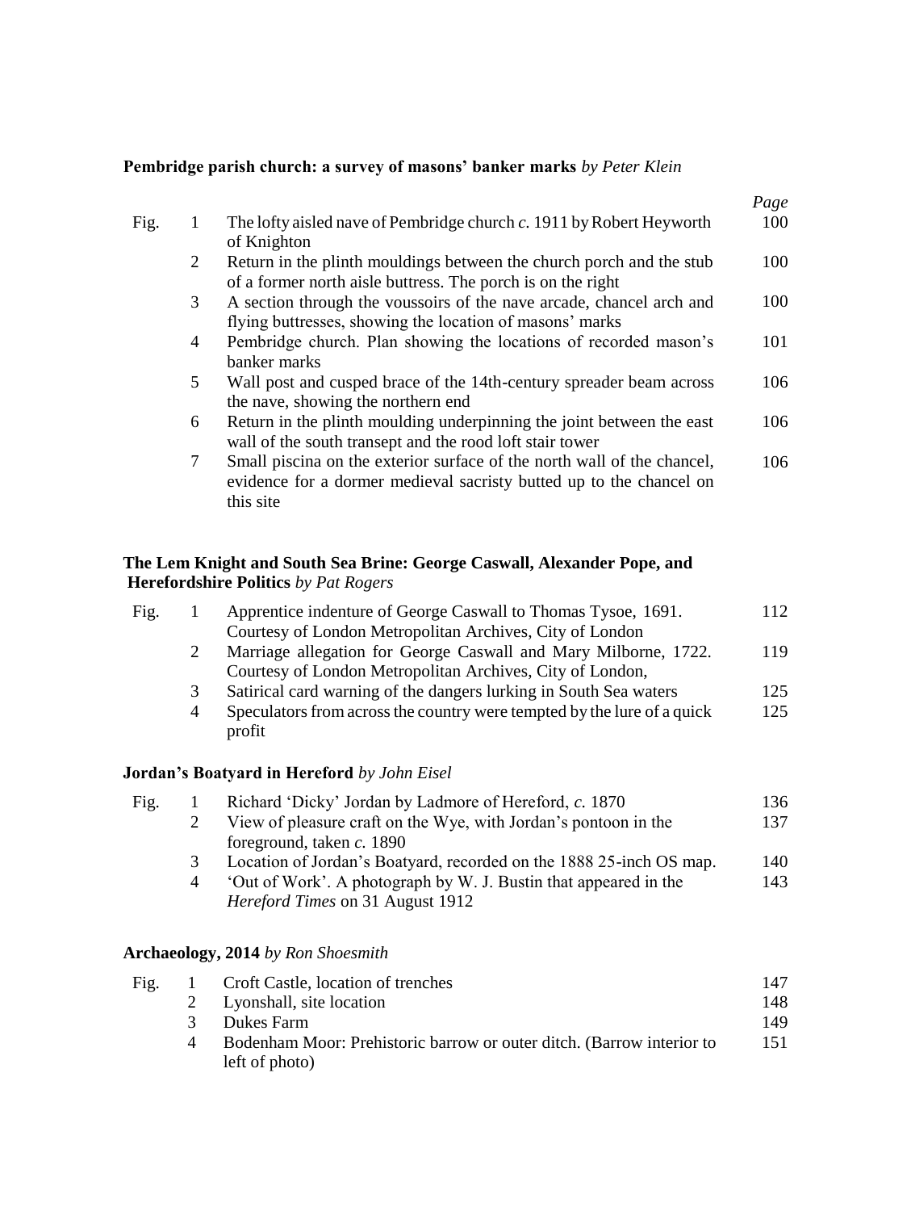**Pembridge parish church: a survey of masons' banker marks** *by Peter Klein*

| | | | *Page* |
|---|---|---|---|
| Fig. | 1 | The lofty aisled nave of Pembridge church *c.* 1911 by Robert Heyworth of Knighton | 100 |
| | 2 | Return in the plinth mouldings between the church porch and the stub of a former north aisle buttress. The porch is on the right | 100 |
| | 3 | A section through the voussoirs of the nave arcade, chancel arch and flying buttresses, showing the location of masons' marks | 100 |
| | 4 | Pembridge church. Plan showing the locations of recorded mason's banker marks | 101 |
| | 5 | Wall post and cusped brace of the 14th-century spreader beam across the nave, showing the northern end | 106 |
| | 6 | Return in the plinth moulding underpinning the joint between the east wall of the south transept and the rood loft stair tower | 106 |
| | 7 | Small piscina on the exterior surface of the north wall of the chancel, evidence for a dormer medieval sacristy butted up to the chancel on this site | 106 |

**The Lem Knight and South Sea Brine: George Caswall, Alexander Pope, and Herefordshire Politics** *by Pat Rogers*

| | | | |
|---|---|---|---|
| Fig. | 1 | Apprentice indenture of George Caswall to Thomas Tysoe, 1691. Courtesy of London Metropolitan Archives, City of London | 112 |
| | 2 | Marriage allegation for George Caswall and Mary Milborne, 1722. Courtesy of London Metropolitan Archives, City of London, | 119 |
| | 3 | Satirical card warning of the dangers lurking in South Sea waters | 125 |
| | 4 | Speculators from across the country were tempted by the lure of a quick profit | 125 |

**Jordan's Boatyard in Hereford** *by John Eisel*

| | | | |
|---|---|---|---|
| Fig. | 1 | Richard 'Dicky' Jordan by Ladmore of Hereford, *c.* 1870 | 136 |
| | 2 | View of pleasure craft on the Wye, with Jordan's pontoon in the foreground, taken *c.* 1890 | 137 |
| | 3 | Location of Jordan's Boatyard, recorded on the 1888 25-inch OS map. | 140 |
| | 4 | 'Out of Work'. A photograph by W. J. Bustin that appeared in the *Hereford Times* on 31 August 1912 | 143 |

**Archaeology, 2014** *by Ron Shoesmith*

| | | | |
|---|---|---|---|
| Fig. | 1 | Croft Castle, location of trenches | 147 |
| | 2 | Lyonshall, site location | 148 |
| | 3 | Dukes Farm | 149 |
| | 4 | Bodenham Moor: Prehistoric barrow or outer ditch. (Barrow interior to left of photo) | 151 |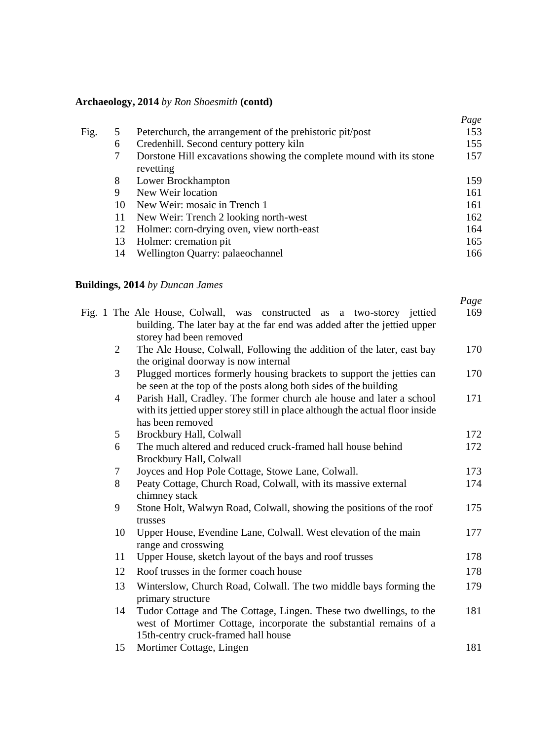**Archaeology, 2014** *by Ron Shoesmith* **(contd)**

| | | | *Page* |
|---|---|---|---|
| Fig. | 5 | Peterchurch, the arrangement of the prehistoric pit/post | 153 |
| | 6 | Credenhill. Second century pottery kiln | 155 |
| | 7 | Dorstone Hill excavations showing the complete mound with its stone revetting | 157 |
| | 8 | Lower Brockhampton | 159 |
| | 9 | New Weir location | 161 |
| | 10 | New Weir: mosaic in Trench 1 | 161 |
| | 11 | New Weir: Trench 2 looking north-west | 162 |
| | 12 | Holmer: corn-drying oven, view north-east | 164 |
| | 13 | Holmer: cremation pit | 165 |
| | 14 | Wellington Quarry: palaeochannel | 166 |

**Buildings, 2014** *by Duncan James*

| | | | *Page* |
|---|---|---|---|
| Fig. | 1 | The Ale House, Colwall, was constructed as a two-storey jettied building. The later bay at the far end was added after the jettied upper storey had been removed | 169 |
| | 2 | The Ale House, Colwall, Following the addition of the later, east bay the original doorway is now internal | 170 |
| | 3 | Plugged mortices formerly housing brackets to support the jetties can be seen at the top of the posts along both sides of the building | 170 |
| | 4 | Parish Hall, Cradley. The former church ale house and later a school with its jettied upper storey still in place although the actual floor inside has been removed | 171 |
| | 5 | Brockbury Hall, Colwall | 172 |
| | 6 | The much altered and reduced cruck-framed hall house behind Brockbury Hall, Colwall | 172 |
| | 7 | Joyces and Hop Pole Cottage, Stowe Lane, Colwall. | 173 |
| | 8 | Peaty Cottage, Church Road, Colwall, with its massive external chimney stack | 174 |
| | 9 | Stone Holt, Walwyn Road, Colwall, showing the positions of the roof trusses | 175 |
| | 10 | Upper House, Evendine Lane, Colwall. West elevation of the main range and crosswing | 177 |
| | 11 | Upper House, sketch layout of the bays and roof trusses | 178 |
| | 12 | Roof trusses in the former coach house | 178 |
| | 13 | Winterslow, Church Road, Colwall. The two middle bays forming the primary structure | 179 |
| | 14 | Tudor Cottage and The Cottage, Lingen. These two dwellings, to the west of Mortimer Cottage, incorporate the substantial remains of a 15th-centry cruck-framed hall house | 181 |
| | 15 | Mortimer Cottage, Lingen | 181 |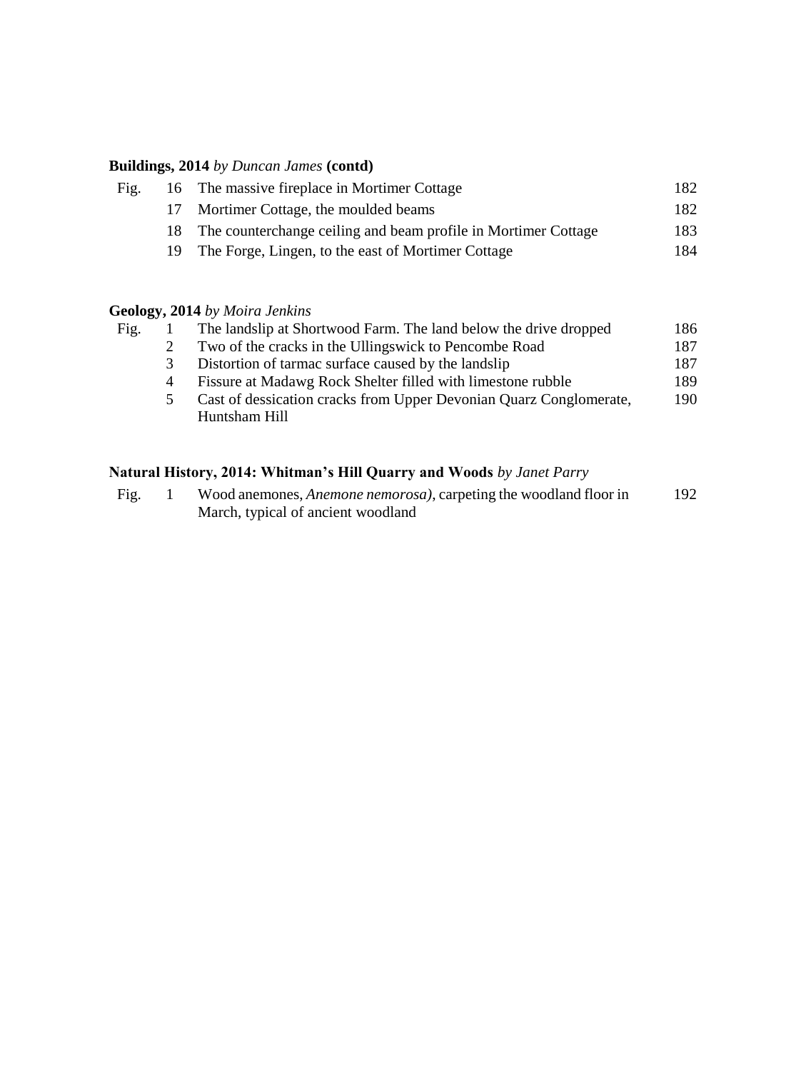**Buildings, 2014** *by Duncan James* **(contd)**

| | | | |
|---|---|---|---|
| Fig. | 16 | The massive fireplace in Mortimer Cottage | 182 |
| | 17 | Mortimer Cottage, the moulded beams | 182 |
| | 18 | The counterchange ceiling and beam profile in Mortimer Cottage | 183 |
| | 19 | The Forge, Lingen, to the east of Mortimer Cottage | 184 |

**Geology, 2014** *by Moira Jenkins*

| | | | |
|---|---|---|---|
| Fig. | 1 | The landslip at Shortwood Farm. The land below the drive dropped | 186 |
| | 2 | Two of the cracks in the Ullingswick to Pencombe Road | 187 |
| | 3 | Distortion of tarmac surface caused by the landslip | 187 |
| | 4 | Fissure at Madawg Rock Shelter filled with limestone rubble | 189 |
| | 5 | Cast of dessication cracks from Upper Devonian Quarz Conglomerate, Huntsham Hill | 190 |

**Natural History, 2014: Whitman's Hill Quarry and Woods** *by Janet Parry*

| | | | |
|---|---|---|---|
| Fig. | 1 | Wood anemones, *Anemone nemorosa)*, carpeting the woodland floor in March, typical of ancient woodland | 192 |